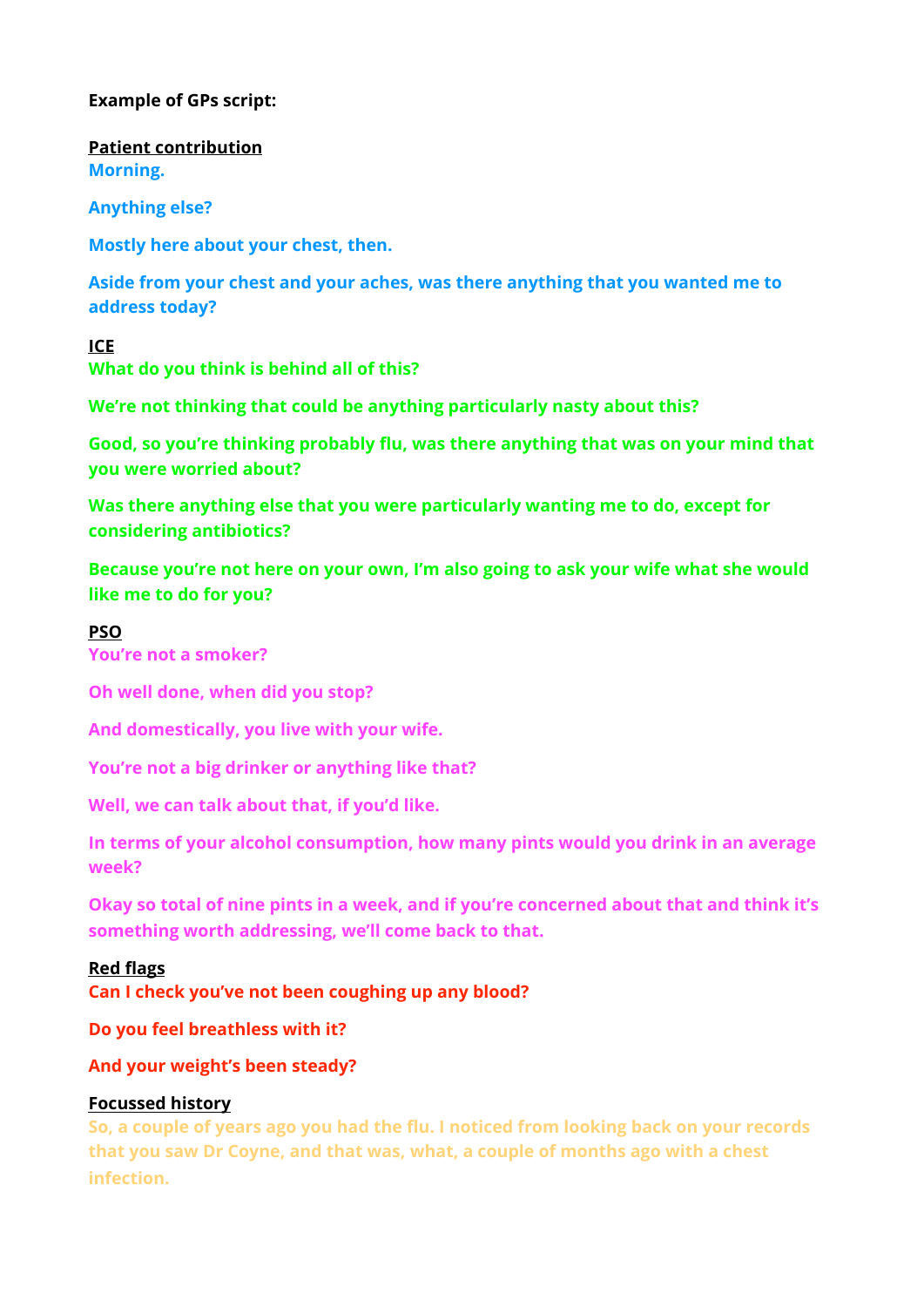**Example of GPs script:**

**Patient contribution**

**Morning.**

**Anything else?**

**Mostly here about your chest, then.**

**Aside from your chest and your aches, was there anything that you wanted me to address today?**

**ICE**

**What do you think is behind all of this?**

**We're not thinking that could be anything particularly nasty about this?**

**Good, so you're thinking probably flu, was there anything that was on your mind that you were worried about?**

**Was there anything else that you were particularly wanting me to do, except for considering antibiotics?**

**Because you're not here on your own, I'm also going to ask your wife what she would like me to do for you?**

**PSO**

**You're not a smoker?**

**Oh well done, when did you stop?**

**And domestically, you live with your wife.**

**You're not a big drinker or anything like that?**

**Well, we can talk about that, if you'd like.**

**In terms of your alcohol consumption, how many pints would you drink in an average week?**

**Okay so total of nine pints in a week, and if you're concerned about that and think it's something worth addressing, we'll come back to that.**

**Red flags**

**Can I check you've not been coughing up any blood?**

**Do you feel breathless with it?**

**And your weight's been steady?**

**Focussed history**

**So, a couple of years ago you had the flu. I noticed from looking back on your records that you saw Dr Coyne, and that was, what, a couple of months ago with a chest infection.**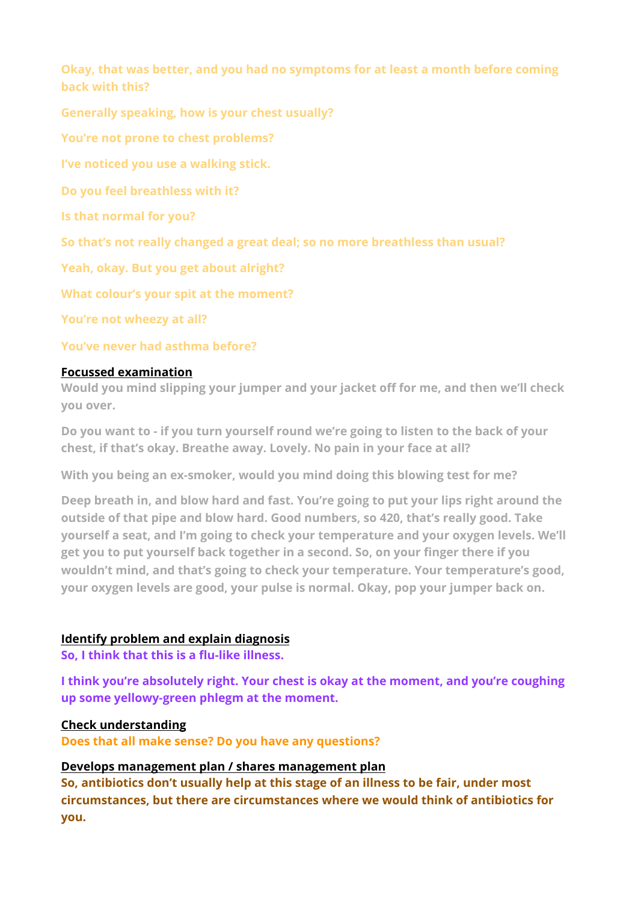**Okay, that was better, and you had no symptoms for at least a month before coming back with this?**

**Generally speaking, how is your chest usually?**

**You're not prone to chest problems?**

**I've noticed you use a walking stick.**

**Do you feel breathless with it?**

**Is that normal for you?**

**So that's not really changed a great deal; so no more breathless than usual?**

**Yeah, okay. But you get about alright?**

**What colour's your spit at the moment?**

**You're not wheezy at all?**

**You've never had asthma before?**

**<u>Focussed examination</u>**

**Would you mind slipping your jumper and your jacket off for me, and then we'll check you over.**

**Do you want to - if you turn yourself round we're going to listen to the back of your chest, if that's okay. Breathe away. Lovely. No pain in your face at all?**

**With you being an ex-smoker, would you mind doing this blowing test for me?**

**Deep breath in, and blow hard and fast. You're going to put your lips right around the outside of that pipe and blow hard. Good numbers, so 420, that's really good. Take yourself a seat, and I'm going to check your temperature and your oxygen levels. We'll get you to put yourself back together in a second. So, on your finger there if you wouldn't mind, and that's going to check your temperature. Your temperature's good, your oxygen levels are good, your pulse is normal. Okay, pop your jumper back on.**

**<u>Identify problem and explain diagnosis</u>**

**So, I think that this is a flu-like illness.**

**I think you're absolutely right. Your chest is okay at the moment, and you're coughing up some yellowy-green phlegm at the moment.**

**<u>Check understanding</u>**

**Does that all make sense? Do you have any questions?**

**<u>Develops management plan / shares management plan</u>**

**So, antibiotics don't usually help at this stage of an illness to be fair, under most circumstances, but there are circumstances where we would think of antibiotics for you.**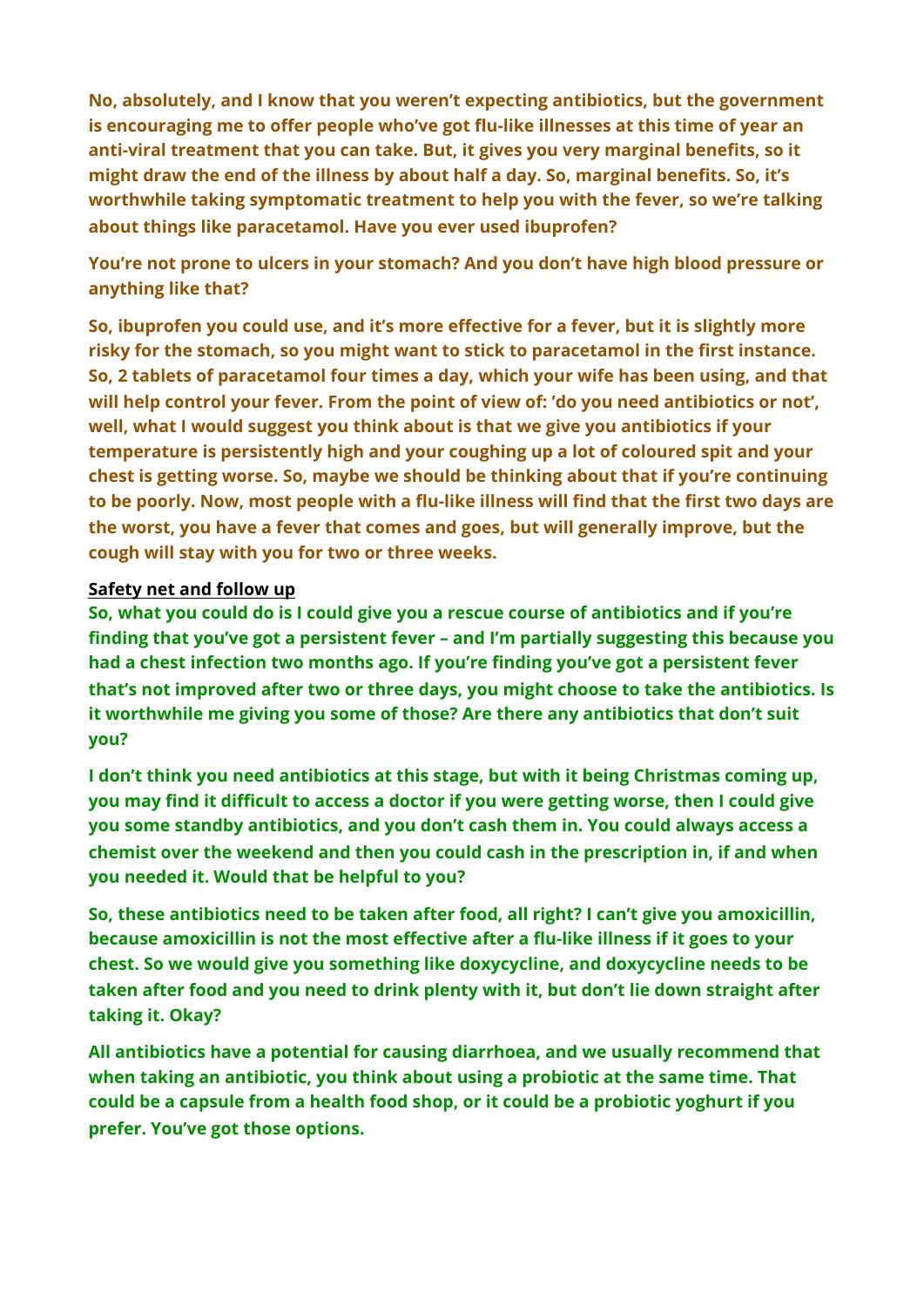**No, absolutely, and I know that you weren't expecting antibiotics, but the government is encouraging me to offer people who've got flu-like illnesses at this time of year an anti-viral treatment that you can take. But, it gives you very marginal benefits, so it might draw the end of the illness by about half a day. So, marginal benefits. So, it's worthwhile taking symptomatic treatment to help you with the fever, so we're talking about things like paracetamol. Have you ever used ibuprofen?**

**You're not prone to ulcers in your stomach? And you don't have high blood pressure or anything like that?**

**So, ibuprofen you could use, and it's more effective for a fever, but it is slightly more risky for the stomach, so you might want to stick to paracetamol in the first instance. So, 2 tablets of paracetamol four times a day, which your wife has been using, and that will help control your fever. From the point of view of: 'do you need antibiotics or not', well, what I would suggest you think about is that we give you antibiotics if your temperature is persistently high and your coughing up a lot of coloured spit and your chest is getting worse. So, maybe we should be thinking about that if you're continuing to be poorly. Now, most people with a flu-like illness will find that the first two days are the worst, you have a fever that comes and goes, but will generally improve, but the cough will stay with you for two or three weeks.**

**<u>Safety net and follow up</u>**

**So, what you could do is I could give you a rescue course of antibiotics and if you're finding that you've got a persistent fever – and I'm partially suggesting this because you had a chest infection two months ago. If you're finding you've got a persistent fever that's not improved after two or three days, you might choose to take the antibiotics. Is it worthwhile me giving you some of those? Are there any antibiotics that don't suit you?**

**I don't think you need antibiotics at this stage, but with it being Christmas coming up, you may find it difficult to access a doctor if you were getting worse, then I could give you some standby antibiotics, and you don't cash them in. You could always access a chemist over the weekend and then you could cash in the prescription in, if and when you needed it. Would that be helpful to you?**

**So, these antibiotics need to be taken after food, all right? I can't give you amoxicillin, because amoxicillin is not the most effective after a flu-like illness if it goes to your chest. So we would give you something like doxycycline, and doxycycline needs to be taken after food and you need to drink plenty with it, but don't lie down straight after taking it. Okay?**

**All antibiotics have a potential for causing diarrhoea, and we usually recommend that when taking an antibiotic, you think about using a probiotic at the same time. That could be a capsule from a health food shop, or it could be a probiotic yoghurt if you prefer. You've got those options.**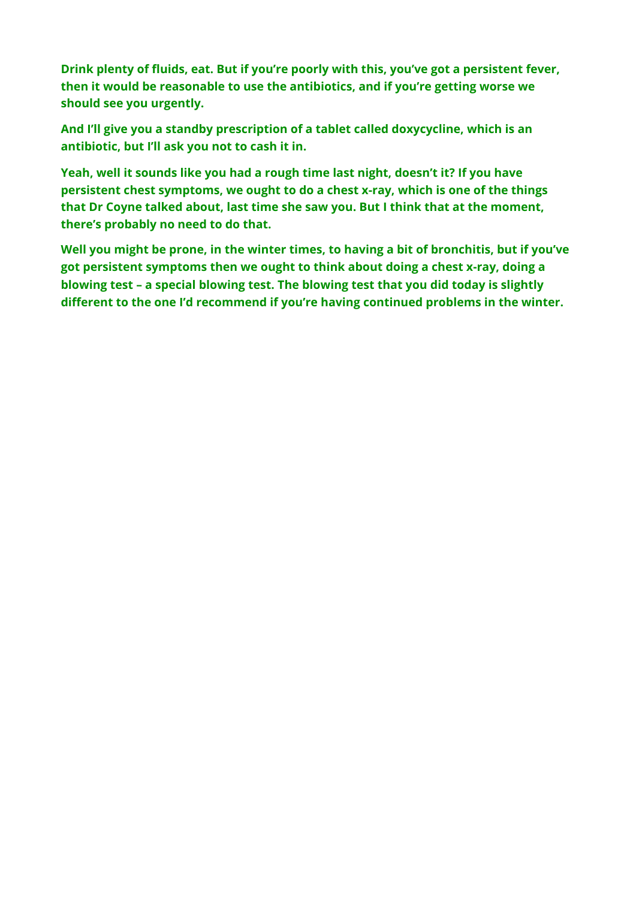**Drink plenty of fluids, eat. But if you're poorly with this, you've got a persistent fever, then it would be reasonable to use the antibiotics, and if you're getting worse we should see you urgently.**

**And I'll give you a standby prescription of a tablet called doxycycline, which is an antibiotic, but I'll ask you not to cash it in.**

**Yeah, well it sounds like you had a rough time last night, doesn't it? If you have persistent chest symptoms, we ought to do a chest x-ray, which is one of the things that Dr Coyne talked about, last time she saw you. But I think that at the moment, there's probably no need to do that.**

**Well you might be prone, in the winter times, to having a bit of bronchitis, but if you've got persistent symptoms then we ought to think about doing a chest x-ray, doing a blowing test – a special blowing test. The blowing test that you did today is slightly different to the one I'd recommend if you're having continued problems in the winter.**